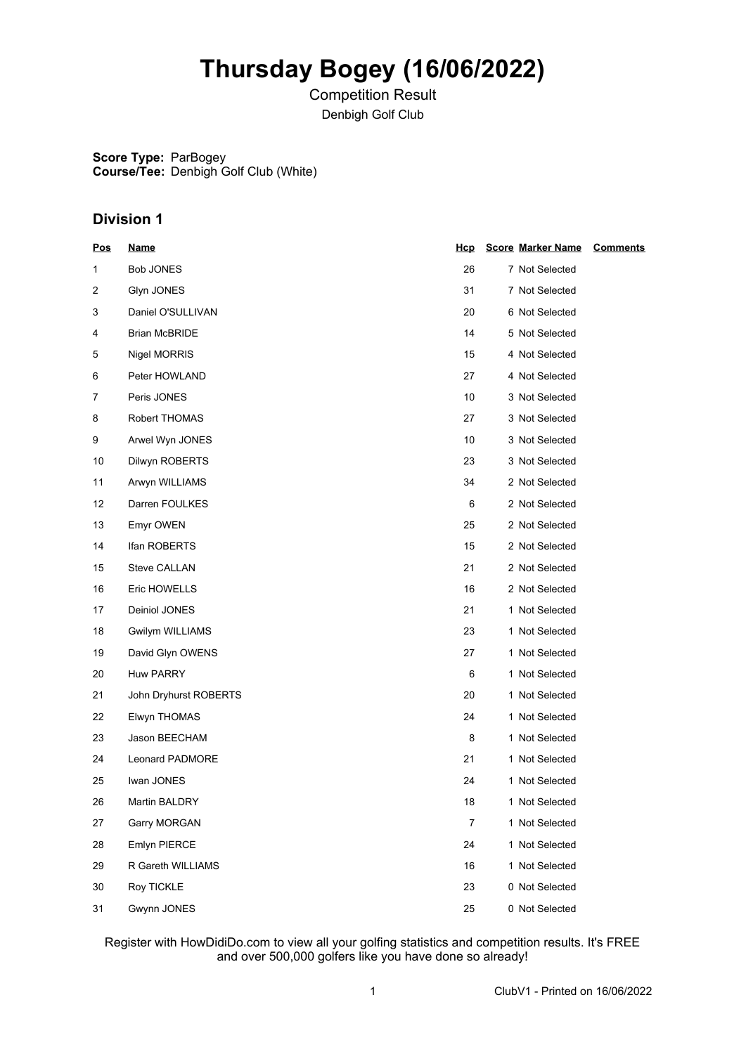# Thursday Bogey (16/06/2022)

Competition Result

Denbigh Golf Club

**Score Type:** ParBogey
**Course/Tee:** Denbigh Golf Club (White)

## Division 1

| Pos | Name | Hcp | Score | Marker Name | Comments |
|---|---|---|---|---|---|
| 1 | Bob JONES | 26 | 7 | Not Selected | |
| 2 | Glyn JONES | 31 | 7 | Not Selected | |
| 3 | Daniel O'SULLIVAN | 20 | 6 | Not Selected | |
| 4 | Brian McBRIDE | 14 | 5 | Not Selected | |
| 5 | Nigel MORRIS | 15 | 4 | Not Selected | |
| 6 | Peter HOWLAND | 27 | 4 | Not Selected | |
| 7 | Peris JONES | 10 | 3 | Not Selected | |
| 8 | Robert THOMAS | 27 | 3 | Not Selected | |
| 9 | Arwel Wyn JONES | 10 | 3 | Not Selected | |
| 10 | Dilwyn ROBERTS | 23 | 3 | Not Selected | |
| 11 | Arwyn WILLIAMS | 34 | 2 | Not Selected | |
| 12 | Darren FOULKES | 6 | 2 | Not Selected | |
| 13 | Emyr OWEN | 25 | 2 | Not Selected | |
| 14 | Ifan ROBERTS | 15 | 2 | Not Selected | |
| 15 | Steve CALLAN | 21 | 2 | Not Selected | |
| 16 | Eric HOWELLS | 16 | 2 | Not Selected | |
| 17 | Deiniol JONES | 21 | 1 | Not Selected | |
| 18 | Gwilym WILLIAMS | 23 | 1 | Not Selected | |
| 19 | David Glyn OWENS | 27 | 1 | Not Selected | |
| 20 | Huw PARRY | 6 | 1 | Not Selected | |
| 21 | John Dryhurst ROBERTS | 20 | 1 | Not Selected | |
| 22 | Elwyn THOMAS | 24 | 1 | Not Selected | |
| 23 | Jason BEECHAM | 8 | 1 | Not Selected | |
| 24 | Leonard PADMORE | 21 | 1 | Not Selected | |
| 25 | Iwan JONES | 24 | 1 | Not Selected | |
| 26 | Martin BALDRY | 18 | 1 | Not Selected | |
| 27 | Garry MORGAN | 7 | 1 | Not Selected | |
| 28 | Emlyn PIERCE | 24 | 1 | Not Selected | |
| 29 | R Gareth WILLIAMS | 16 | 1 | Not Selected | |
| 30 | Roy TICKLE | 23 | 0 | Not Selected | |
| 31 | Gwynn JONES | 25 | 0 | Not Selected | |

Register with HowDidiDo.com to view all your golfing statistics and competition results. It's FREE and over 500,000 golfers like you have done so already!

ClubV1 - Printed on 16/06/2022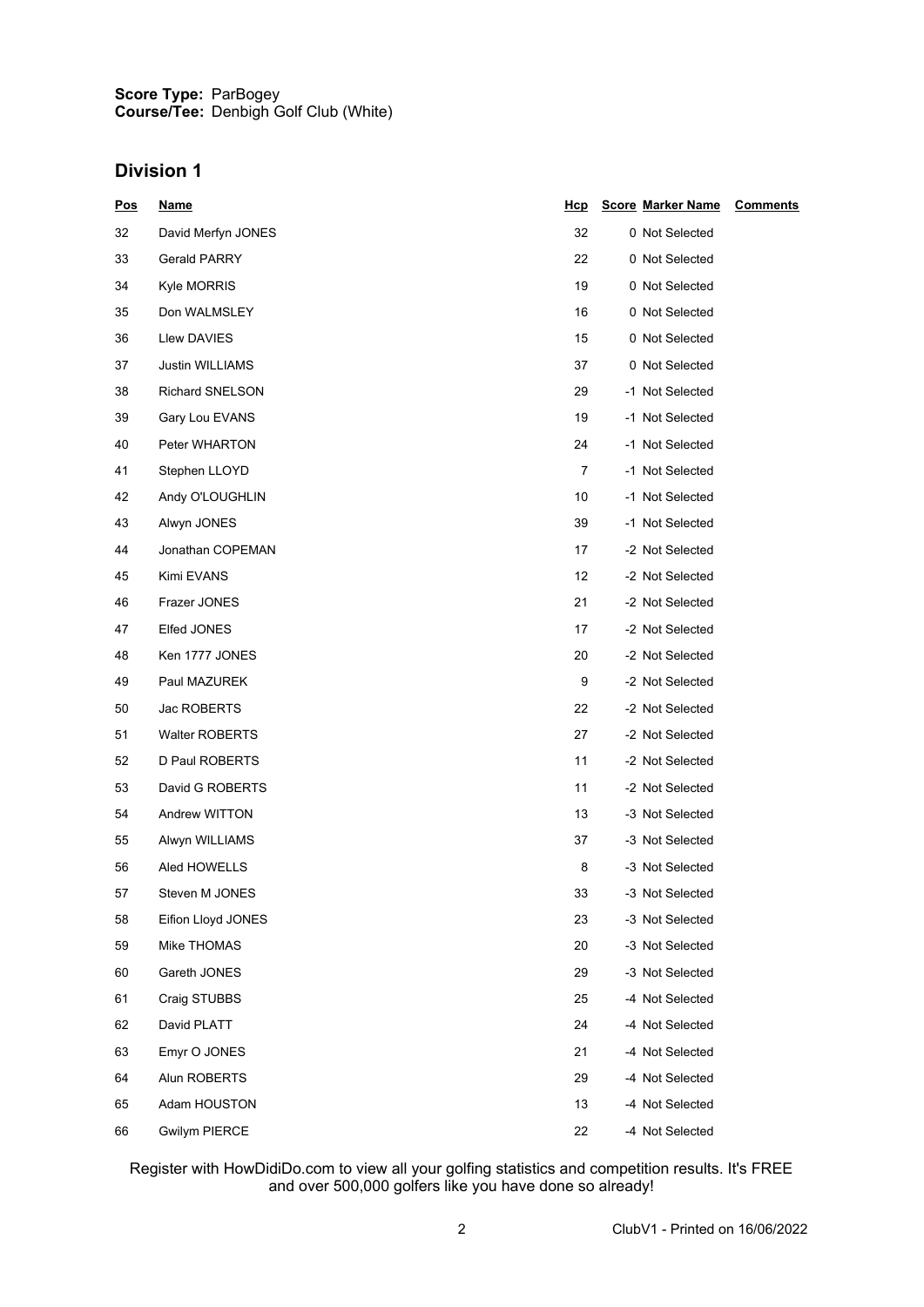**Score Type:** ParBogey
**Course/Tee:** Denbigh Golf Club (White)

## Division 1

| Pos | Name | Hcp | Score | Marker Name | Comments |
|---|---|---|---|---|---|
| 32 | David Merfyn JONES | 32 | 0 | Not Selected | |
| 33 | Gerald PARRY | 22 | 0 | Not Selected | |
| 34 | Kyle MORRIS | 19 | 0 | Not Selected | |
| 35 | Don WALMSLEY | 16 | 0 | Not Selected | |
| 36 | Llew DAVIES | 15 | 0 | Not Selected | |
| 37 | Justin WILLIAMS | 37 | 0 | Not Selected | |
| 38 | Richard SNELSON | 29 | -1 | Not Selected | |
| 39 | Gary Lou EVANS | 19 | -1 | Not Selected | |
| 40 | Peter WHARTON | 24 | -1 | Not Selected | |
| 41 | Stephen LLOYD | 7 | -1 | Not Selected | |
| 42 | Andy O'LOUGHLIN | 10 | -1 | Not Selected | |
| 43 | Alwyn JONES | 39 | -1 | Not Selected | |
| 44 | Jonathan COPEMAN | 17 | -2 | Not Selected | |
| 45 | Kimi EVANS | 12 | -2 | Not Selected | |
| 46 | Frazer JONES | 21 | -2 | Not Selected | |
| 47 | Elfed JONES | 17 | -2 | Not Selected | |
| 48 | Ken 1777 JONES | 20 | -2 | Not Selected | |
| 49 | Paul MAZUREK | 9 | -2 | Not Selected | |
| 50 | Jac ROBERTS | 22 | -2 | Not Selected | |
| 51 | Walter ROBERTS | 27 | -2 | Not Selected | |
| 52 | D Paul ROBERTS | 11 | -2 | Not Selected | |
| 53 | David G ROBERTS | 11 | -2 | Not Selected | |
| 54 | Andrew WITTON | 13 | -3 | Not Selected | |
| 55 | Alwyn WILLIAMS | 37 | -3 | Not Selected | |
| 56 | Aled HOWELLS | 8 | -3 | Not Selected | |
| 57 | Steven M JONES | 33 | -3 | Not Selected | |
| 58 | Eifion Lloyd JONES | 23 | -3 | Not Selected | |
| 59 | Mike THOMAS | 20 | -3 | Not Selected | |
| 60 | Gareth JONES | 29 | -3 | Not Selected | |
| 61 | Craig STUBBS | 25 | -4 | Not Selected | |
| 62 | David PLATT | 24 | -4 | Not Selected | |
| 63 | Emyr O JONES | 21 | -4 | Not Selected | |
| 64 | Alun ROBERTS | 29 | -4 | Not Selected | |
| 65 | Adam HOUSTON | 13 | -4 | Not Selected | |
| 66 | Gwilym PIERCE | 22 | -4 | Not Selected | |

Register with HowDidiDo.com to view all your golfing statistics and competition results. It's FREE and over 500,000 golfers like you have done so already!

ClubV1 - Printed on 16/06/2022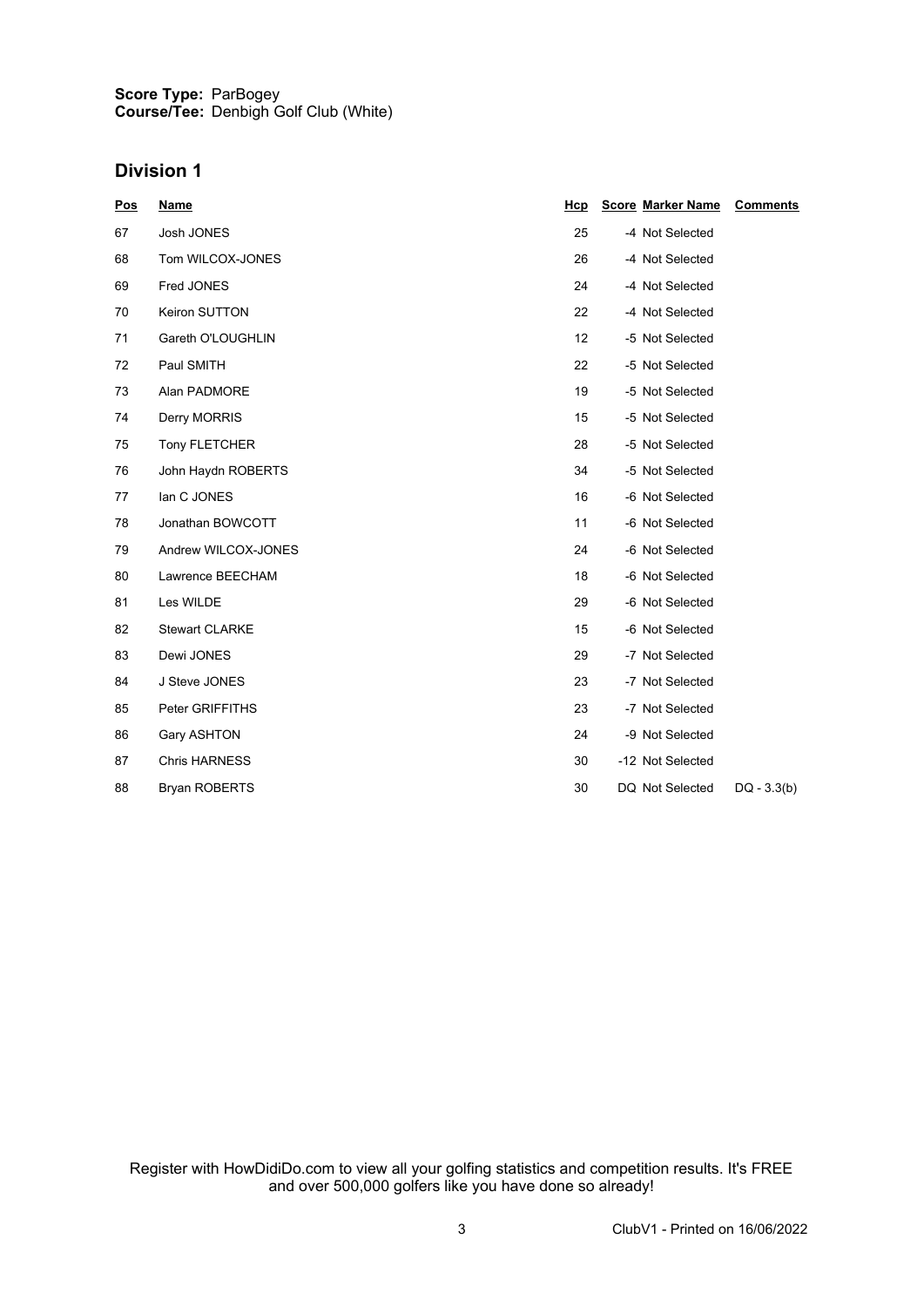**Score Type:** ParBogey
**Course/Tee:** Denbigh Golf Club (White)

## Division 1

| Pos | Name | Hcp | Score | Marker Name | Comments |
|---|---|---|---|---|---|
| 67 | Josh JONES | 25 | -4 | Not Selected | |
| 68 | Tom WILCOX-JONES | 26 | -4 | Not Selected | |
| 69 | Fred JONES | 24 | -4 | Not Selected | |
| 70 | Keiron SUTTON | 22 | -4 | Not Selected | |
| 71 | Gareth O'LOUGHLIN | 12 | -5 | Not Selected | |
| 72 | Paul SMITH | 22 | -5 | Not Selected | |
| 73 | Alan PADMORE | 19 | -5 | Not Selected | |
| 74 | Derry MORRIS | 15 | -5 | Not Selected | |
| 75 | Tony FLETCHER | 28 | -5 | Not Selected | |
| 76 | John Haydn ROBERTS | 34 | -5 | Not Selected | |
| 77 | Ian C JONES | 16 | -6 | Not Selected | |
| 78 | Jonathan BOWCOTT | 11 | -6 | Not Selected | |
| 79 | Andrew WILCOX-JONES | 24 | -6 | Not Selected | |
| 80 | Lawrence BEECHAM | 18 | -6 | Not Selected | |
| 81 | Les WILDE | 29 | -6 | Not Selected | |
| 82 | Stewart CLARKE | 15 | -6 | Not Selected | |
| 83 | Dewi JONES | 29 | -7 | Not Selected | |
| 84 | J Steve JONES | 23 | -7 | Not Selected | |
| 85 | Peter GRIFFITHS | 23 | -7 | Not Selected | |
| 86 | Gary ASHTON | 24 | -9 | Not Selected | |
| 87 | Chris HARNESS | 30 | -12 | Not Selected | |
| 88 | Bryan ROBERTS | 30 | DQ | Not Selected | DQ - 3.3(b) |

Register with HowDidiDo.com to view all your golfing statistics and competition results. It's FREE and over 500,000 golfers like you have done so already!

ClubV1 - Printed on 16/06/2022